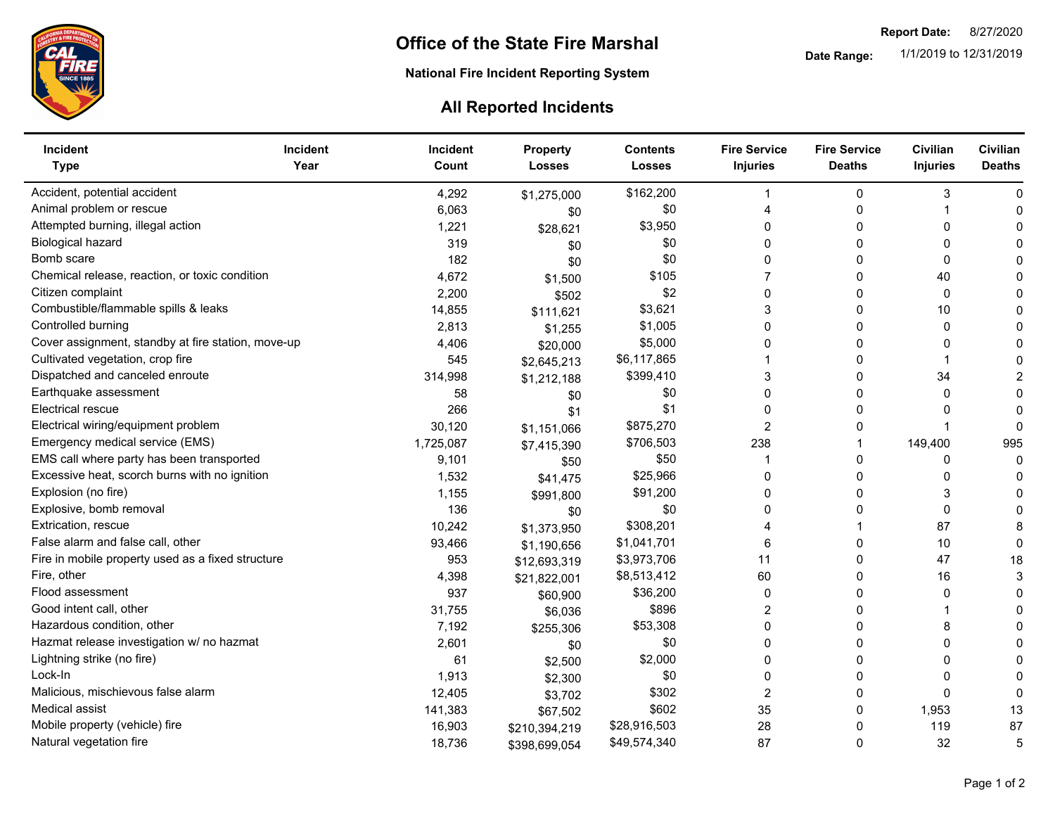# Office of the State Fire Marshal

**Report Date:** 8/27/2020

**Date Range:** 1/1/2019 to 12/31/2019

## National Fire Incident Reporting System

## All Reported Incidents

| Incident Type | Incident Year | Incident Count | Property Losses | Contents Losses | Fire Service Injuries | Fire Service Deaths | Civilian Injuries | Civilian Deaths |
|---|---|---|---|---|---|---|---|---|
| Accident, potential accident | | 4,292 | $1,275,000 | $162,200 | 1 | 0 | 3 | 0 |
| Animal problem or rescue | | 6,063 | $0 | $0 | 4 | 0 | 1 | 0 |
| Attempted burning, illegal action | | 1,221 | $28,621 | $3,950 | 0 | 0 | 0 | 0 |
| Biological hazard | | 319 | $0 | $0 | 0 | 0 | 0 | 0 |
| Bomb scare | | 182 | $0 | $0 | 0 | 0 | 0 | 0 |
| Chemical release, reaction, or toxic condition | | 4,672 | $1,500 | $105 | 7 | 0 | 40 | 0 |
| Citizen complaint | | 2,200 | $502 | $2 | 0 | 0 | 0 | 0 |
| Combustible/flammable spills & leaks | | 14,855 | $111,621 | $3,621 | 3 | 0 | 10 | 0 |
| Controlled burning | | 2,813 | $1,255 | $1,005 | 0 | 0 | 0 | 0 |
| Cover assignment, standby at fire station, move-up | | 4,406 | $20,000 | $5,000 | 0 | 0 | 0 | 0 |
| Cultivated vegetation, crop fire | | 545 | $2,645,213 | $6,117,865 | 1 | 0 | 1 | 0 |
| Dispatched and canceled enroute | | 314,998 | $1,212,188 | $399,410 | 3 | 0 | 34 | 2 |
| Earthquake assessment | | 58 | $0 | $0 | 0 | 0 | 0 | 0 |
| Electrical rescue | | 266 | $1 | $1 | 0 | 0 | 0 | 0 |
| Electrical wiring/equipment problem | | 30,120 | $1,151,066 | $875,270 | 2 | 0 | 1 | 0 |
| Emergency medical service (EMS) | | 1,725,087 | $7,415,390 | $706,503 | 238 | 1 | 149,400 | 995 |
| EMS call where party has been transported | | 9,101 | $50 | $50 | 1 | 0 | 0 | 0 |
| Excessive heat, scorch burns with no ignition | | 1,532 | $41,475 | $25,966 | 0 | 0 | 0 | 0 |
| Explosion (no fire) | | 1,155 | $991,800 | $91,200 | 0 | 0 | 3 | 0 |
| Explosive, bomb removal | | 136 | $0 | $0 | 0 | 0 | 0 | 0 |
| Extrication, rescue | | 10,242 | $1,373,950 | $308,201 | 4 | 1 | 87 | 8 |
| False alarm and false call, other | | 93,466 | $1,190,656 | $1,041,701 | 6 | 0 | 10 | 0 |
| Fire in mobile property used as a fixed structure | | 953 | $12,693,319 | $3,973,706 | 11 | 0 | 47 | 18 |
| Fire, other | | 4,398 | $21,822,001 | $8,513,412 | 60 | 0 | 16 | 3 |
| Flood assessment | | 937 | $60,900 | $36,200 | 0 | 0 | 0 | 0 |
| Good intent call, other | | 31,755 | $6,036 | $896 | 2 | 0 | 1 | 0 |
| Hazardous condition, other | | 7,192 | $255,306 | $53,308 | 0 | 0 | 8 | 0 |
| Hazmat release investigation w/ no hazmat | | 2,601 | $0 | $0 | 0 | 0 | 0 | 0 |
| Lightning strike (no fire) | | 61 | $2,500 | $2,000 | 0 | 0 | 0 | 0 |
| Lock-In | | 1,913 | $2,300 | $0 | 0 | 0 | 0 | 0 |
| Malicious, mischievous false alarm | | 12,405 | $3,702 | $302 | 2 | 0 | 0 | 0 |
| Medical assist | | 141,383 | $67,502 | $602 | 35 | 0 | 1,953 | 13 |
| Mobile property (vehicle) fire | | 16,903 | $210,394,219 | $28,916,503 | 28 | 0 | 119 | 87 |
| Natural vegetation fire | | 18,736 | $398,699,054 | $49,574,340 | 87 | 0 | 32 | 5 |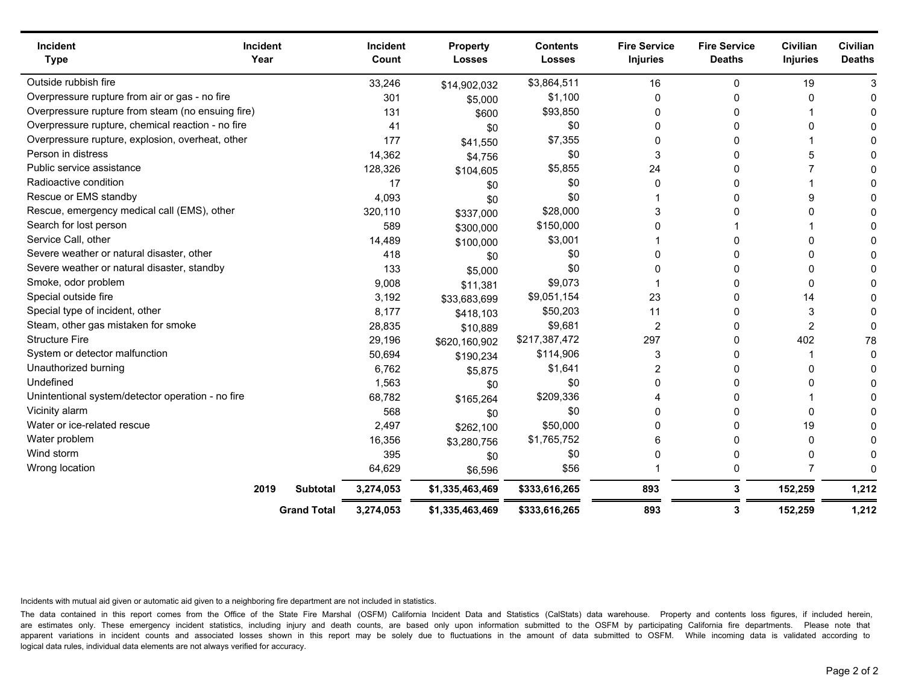| Incident Type | Incident Year | Incident Count | Property Losses | Contents Losses | Fire Service Injuries | Fire Service Deaths | Civilian Injuries | Civilian Deaths |
|---|---|---|---|---|---|---|---|---|
| Outside rubbish fire | | 33,246 | $14,902,032 | $3,864,511 | 16 | 0 | 19 | 3 |
| Overpressure rupture from air or gas - no fire | | 301 | $5,000 | $1,100 | 0 | 0 | 0 | 0 |
| Overpressure rupture from steam (no ensuing fire) | | 131 | $600 | $93,850 | 0 | 0 | 1 | 0 |
| Overpressure rupture, chemical reaction - no fire | | 41 | $0 | $0 | 0 | 0 | 0 | 0 |
| Overpressure rupture, explosion, overheat, other | | 177 | $41,550 | $7,355 | 0 | 0 | 1 | 0 |
| Person in distress | | 14,362 | $4,756 | $0 | 3 | 0 | 5 | 0 |
| Public service assistance | | 128,326 | $104,605 | $5,855 | 24 | 0 | 7 | 0 |
| Radioactive condition | | 17 | $0 | $0 | 0 | 0 | 1 | 0 |
| Rescue or EMS standby | | 4,093 | $0 | $0 | 1 | 0 | 9 | 0 |
| Rescue, emergency medical call (EMS), other | | 320,110 | $337,000 | $28,000 | 3 | 0 | 0 | 0 |
| Search for lost person | | 589 | $300,000 | $150,000 | 0 | 1 | 1 | 0 |
| Service Call, other | | 14,489 | $100,000 | $3,001 | 1 | 0 | 0 | 0 |
| Severe weather or natural disaster, other | | 418 | $0 | $0 | 0 | 0 | 0 | 0 |
| Severe weather or natural disaster, standby | | 133 | $5,000 | $0 | 0 | 0 | 0 | 0 |
| Smoke, odor problem | | 9,008 | $11,381 | $9,073 | 1 | 0 | 0 | 0 |
| Special outside fire | | 3,192 | $33,683,699 | $9,051,154 | 23 | 0 | 14 | 0 |
| Special type of incident, other | | 8,177 | $418,103 | $50,203 | 11 | 0 | 3 | 0 |
| Steam, other gas mistaken for smoke | | 28,835 | $10,889 | $9,681 | 2 | 0 | 2 | 0 |
| Structure Fire | | 29,196 | $620,160,902 | $217,387,472 | 297 | 0 | 402 | 78 |
| System or detector malfunction | | 50,694 | $190,234 | $114,906 | 3 | 0 | 1 | 0 |
| Unauthorized burning | | 6,762 | $5,875 | $1,641 | 2 | 0 | 0 | 0 |
| Undefined | | 1,563 | $0 | $0 | 0 | 0 | 0 | 0 |
| Unintentional system/detector operation - no fire | | 68,782 | $165,264 | $209,336 | 4 | 0 | 1 | 0 |
| Vicinity alarm | | 568 | $0 | $0 | 0 | 0 | 0 | 0 |
| Water or ice-related rescue | | 2,497 | $262,100 | $50,000 | 0 | 0 | 19 | 0 |
| Water problem | | 16,356 | $3,280,756 | $1,765,752 | 6 | 0 | 0 | 0 |
| Wind storm | | 395 | $0 | $0 | 0 | 0 | 0 | 0 |
| Wrong location | | 64,629 | $6,596 | $56 | 1 | 0 | 7 | 0 |
| | **2019 Subtotal** | **3,274,053** | **$1,335,463,469** | **$333,616,265** | **893** | **3** | **152,259** | **1,212** |
| | **Grand Total** | **3,274,053** | **$1,335,463,469** | **$333,616,265** | **893** | **3** | **152,259** | **1,212** |

Incidents with mutual aid given or automatic aid given to a neighboring fire department are not included in statistics.

The data contained in this report comes from the Office of the State Fire Marshal (OSFM) California Incident Data and Statistics (CalStats) data warehouse. Property and contents loss figures, if included herein, are estimates only. These emergency incident statistics, including injury and death counts, are based only upon information submitted to the OSFM by participating California fire departments. Please note that apparent variations in incident counts and associated losses shown in this report may be solely due to fluctuations in the amount of data submitted to OSFM. While incoming data is validated according to logical data rules, individual data elements are not always verified for accuracy.